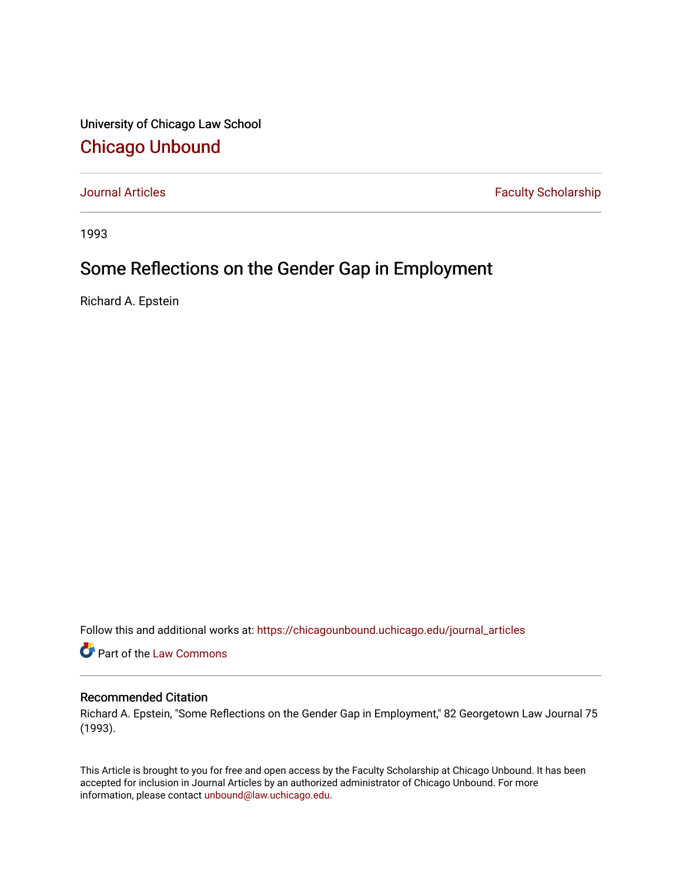University of Chicago Law School

# Chicago Unbound

Journal Articles | Faculty Scholarship

1993

## Some Reflections on the Gender Gap in Employment

Richard A. Epstein

Follow this and additional works at: https://chicagounbound.uchicago.edu/journal_articles

Part of the Law Commons

### Recommended Citation

Richard A. Epstein, "Some Reflections on the Gender Gap in Employment," 82 Georgetown Law Journal 75 (1993).

This Article is brought to you for free and open access by the Faculty Scholarship at Chicago Unbound. It has been accepted for inclusion in Journal Articles by an authorized administrator of Chicago Unbound. For more information, please contact unbound@law.uchicago.edu.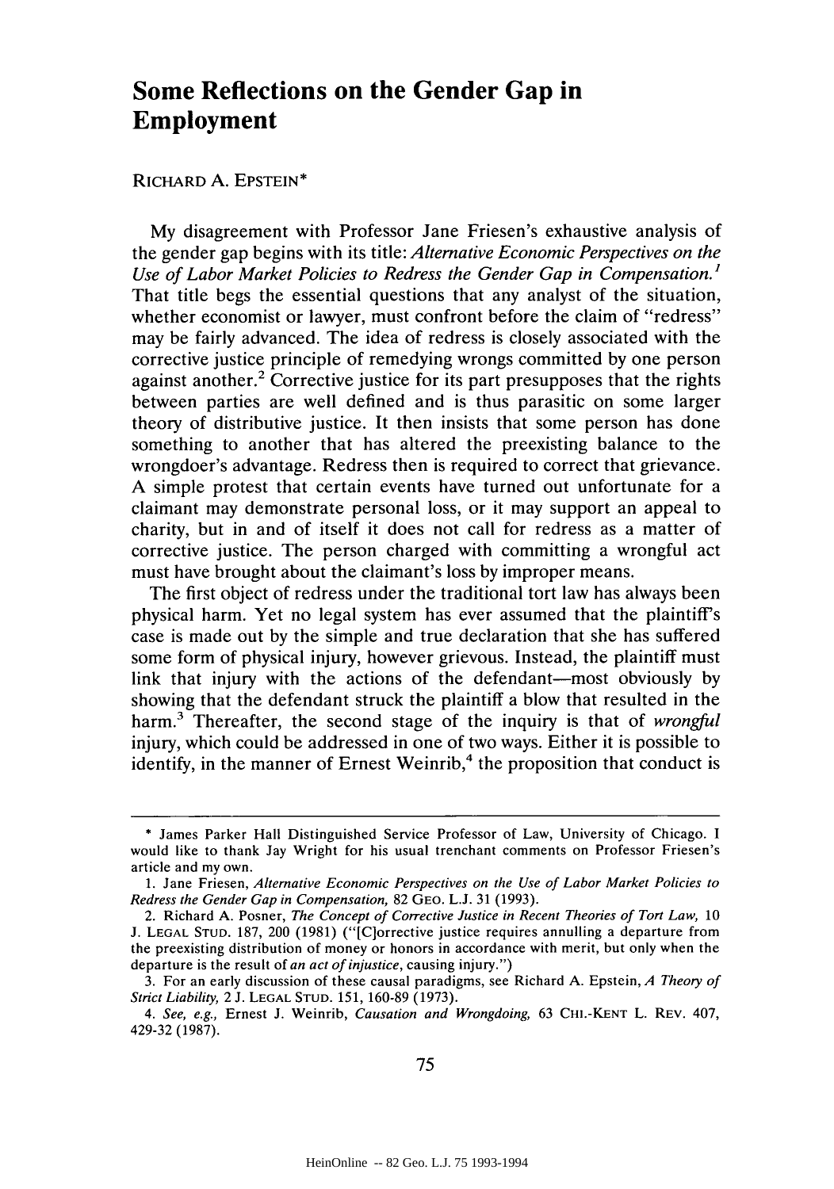# Some Reflections on the Gender Gap in Employment

RICHARD A. EPSTEIN*

My disagreement with Professor Jane Friesen's exhaustive analysis of the gender gap begins with its title: *Alternative Economic Perspectives on the Use of Labor Market Policies to Redress the Gender Gap in Compensation.*[1] That title begs the essential questions that any analyst of the situation, whether economist or lawyer, must confront before the claim of "redress" may be fairly advanced. The idea of redress is closely associated with the corrective justice principle of remedying wrongs committed by one person against another.[2] Corrective justice for its part presupposes that the rights between parties are well defined and is thus parasitic on some larger theory of distributive justice. It then insists that some person has done something to another that has altered the preexisting balance to the wrongdoer's advantage. Redress then is required to correct that grievance. A simple protest that certain events have turned out unfortunate for a claimant may demonstrate personal loss, or it may support an appeal to charity, but in and of itself it does not call for redress as a matter of corrective justice. The person charged with committing a wrongful act must have brought about the claimant's loss by improper means.

The first object of redress under the traditional tort law has always been physical harm. Yet no legal system has ever assumed that the plaintiff's case is made out by the simple and true declaration that she has suffered some form of physical injury, however grievous. Instead, the plaintiff must link that injury with the actions of the defendant—most obviously by showing that the defendant struck the plaintiff a blow that resulted in the harm.[3] Thereafter, the second stage of the inquiry is that of *wrongful* injury, which could be addressed in one of two ways. Either it is possible to identify, in the manner of Ernest Weinrib,[4] the proposition that conduct is

---

\* James Parker Hall Distinguished Service Professor of Law, University of Chicago. I would like to thank Jay Wright for his usual trenchant comments on Professor Friesen's article and my own.

1. Jane Friesen, *Alternative Economic Perspectives on the Use of Labor Market Policies to Redress the Gender Gap in Compensation,* 82 GEO. L.J. 31 (1993).

2. Richard A. Posner, *The Concept of Corrective Justice in Recent Theories of Tort Law,* 10 J. LEGAL STUD. 187, 200 (1981) ("[C]orrective justice requires annulling a departure from the preexisting distribution of money or honors in accordance with merit, but only when the departure is the result of *an act of injustice,* causing injury.")

3. For an early discussion of these causal paradigms, see Richard A. Epstein, *A Theory of Strict Liability,* 2 J. LEGAL STUD. 151, 160-89 (1973).

4. *See, e.g.,* Ernest J. Weinrib, *Causation and Wrongdoing,* 63 CHI.-KENT L. REV. 407, 429-32 (1987).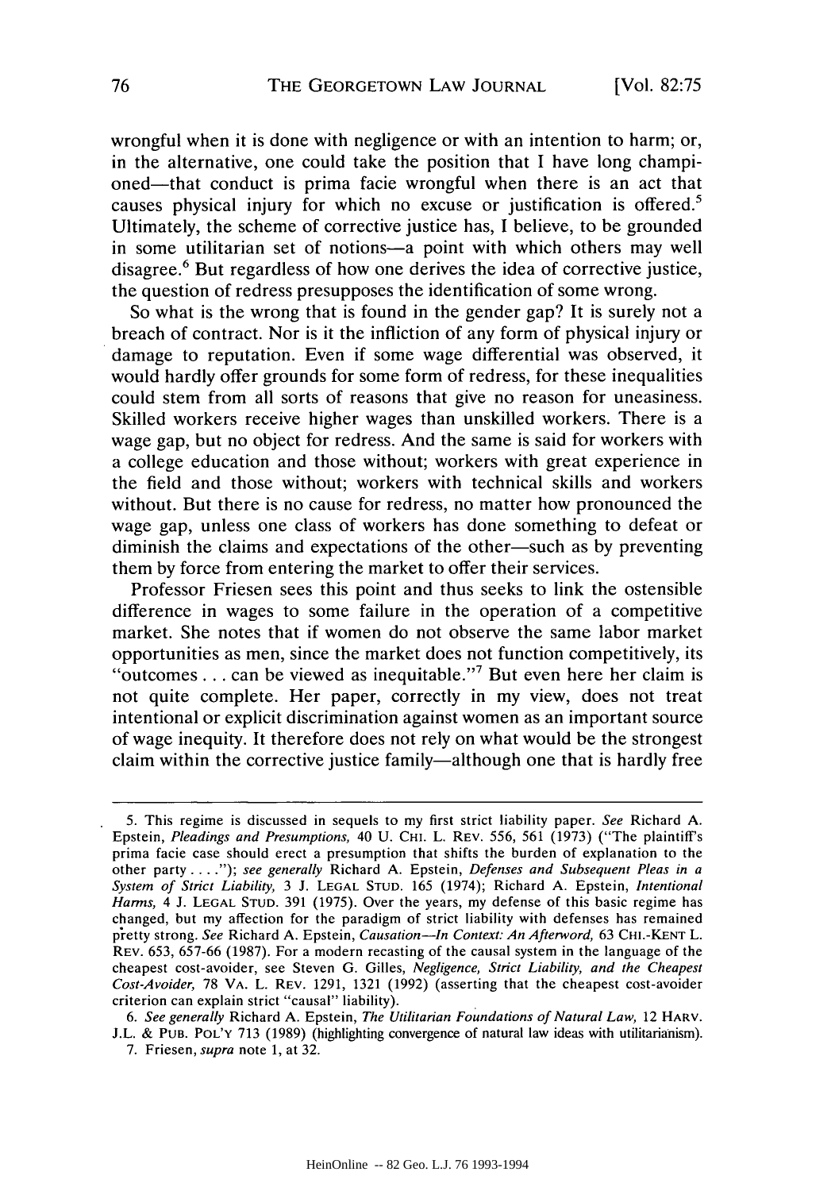wrongful when it is done with negligence or with an intention to harm; or, in the alternative, one could take the position that I have long championed—that conduct is prima facie wrongful when there is an act that causes physical injury for which no excuse or justification is offered.[5] Ultimately, the scheme of corrective justice has, I believe, to be grounded in some utilitarian set of notions—a point with which others may well disagree.[6] But regardless of how one derives the idea of corrective justice, the question of redress presupposes the identification of some wrong.

So what is the wrong that is found in the gender gap? It is surely not a breach of contract. Nor is it the infliction of any form of physical injury or damage to reputation. Even if some wage differential was observed, it would hardly offer grounds for some form of redress, for these inequalities could stem from all sorts of reasons that give no reason for uneasiness. Skilled workers receive higher wages than unskilled workers. There is a wage gap, but no object for redress. And the same is said for workers with a college education and those without; workers with great experience in the field and those without; workers with technical skills and workers without. But there is no cause for redress, no matter how pronounced the wage gap, unless one class of workers has done something to defeat or diminish the claims and expectations of the other—such as by preventing them by force from entering the market to offer their services.

Professor Friesen sees this point and thus seeks to link the ostensible difference in wages to some failure in the operation of a competitive market. She notes that if women do not observe the same labor market opportunities as men, since the market does not function competitively, its "outcomes . . . can be viewed as inequitable."[7] But even here her claim is not quite complete. Her paper, correctly in my view, does not treat intentional or explicit discrimination against women as an important source of wage inequity. It therefore does not rely on what would be the strongest claim within the corrective justice family—although one that is hardly free

---

5. This regime is discussed in sequels to my first strict liability paper. *See* Richard A. Epstein, *Pleadings and Presumptions*, 40 U. CHI. L. REV. 556, 561 (1973) ("The plaintiff's prima facie case should erect a presumption that shifts the burden of explanation to the other party . . . ."); *see generally* Richard A. Epstein, *Defenses and Subsequent Pleas in a System of Strict Liability*, 3 J. LEGAL STUD. 165 (1974); Richard A. Epstein, *Intentional Harms*, 4 J. LEGAL STUD. 391 (1975). Over the years, my defense of this basic regime has changed, but my affection for the paradigm of strict liability with defenses has remained pretty strong. *See* Richard A. Epstein, *Causation—In Context: An Afterword*, 63 CHI.-KENT L. REV. 653, 657-66 (1987). For a modern recasting of the causal system in the language of the cheapest cost-avoider, see Steven G. Gilles, *Negligence, Strict Liability, and the Cheapest Cost-Avoider*, 78 VA. L. REV. 1291, 1321 (1992) (asserting that the cheapest cost-avoider criterion can explain strict "causal" liability).

6. *See generally* Richard A. Epstein, *The Utilitarian Foundations of Natural Law*, 12 HARV. J.L. & PUB. POL'Y 713 (1989) (highlighting convergence of natural law ideas with utilitarianism).

7. Friesen, *supra* note 1, at 32.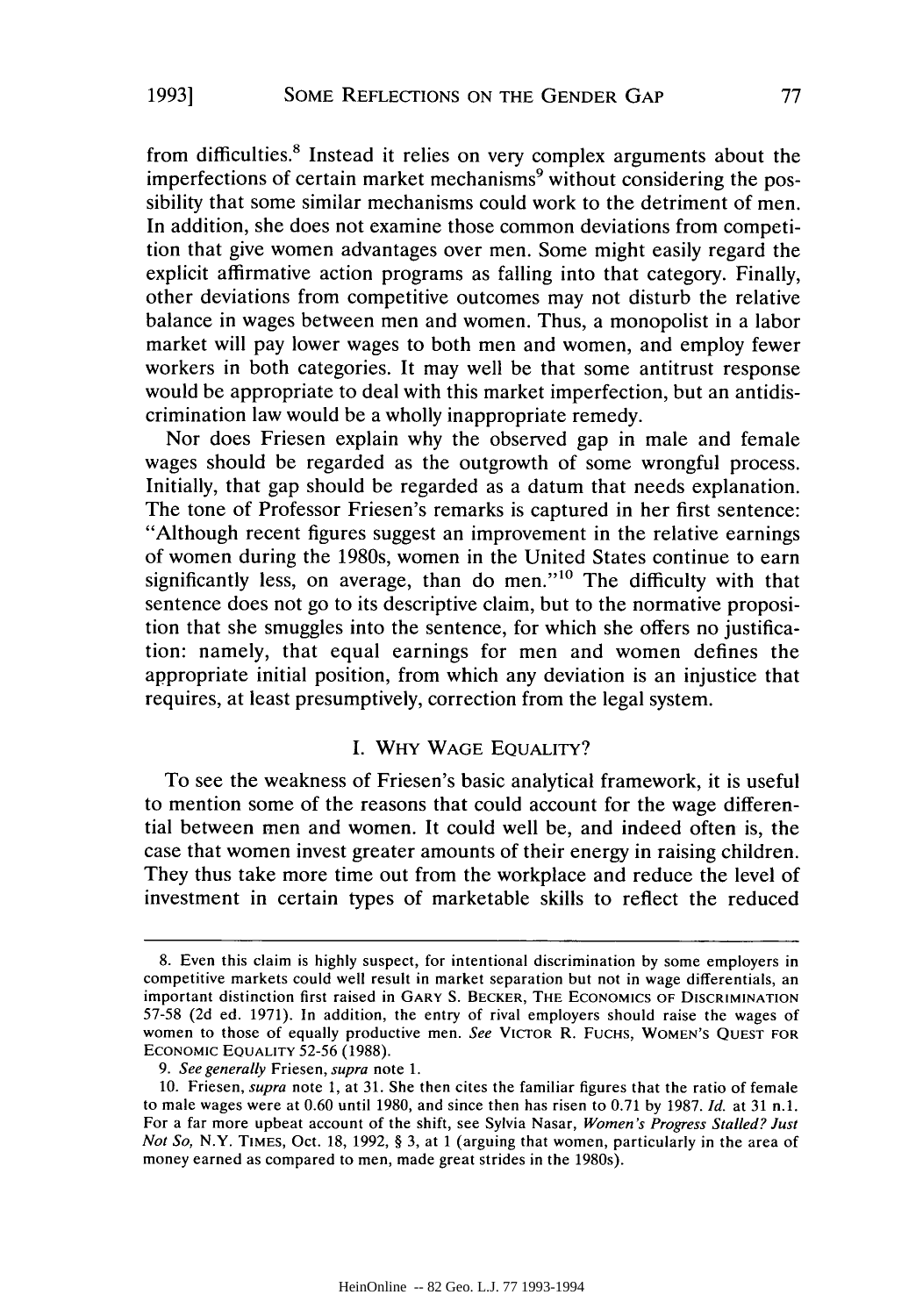from difficulties.[8] Instead it relies on very complex arguments about the imperfections of certain market mechanisms[9] without considering the possibility that some similar mechanisms could work to the detriment of men. In addition, she does not examine those common deviations from competition that give women advantages over men. Some might easily regard the explicit affirmative action programs as falling into that category. Finally, other deviations from competitive outcomes may not disturb the relative balance in wages between men and women. Thus, a monopolist in a labor market will pay lower wages to both men and women, and employ fewer workers in both categories. It may well be that some antitrust response would be appropriate to deal with this market imperfection, but an antidiscrimination law would be a wholly inappropriate remedy.

Nor does Friesen explain why the observed gap in male and female wages should be regarded as the outgrowth of some wrongful process. Initially, that gap should be regarded as a datum that needs explanation. The tone of Professor Friesen's remarks is captured in her first sentence: "Although recent figures suggest an improvement in the relative earnings of women during the 1980s, women in the United States continue to earn significantly less, on average, than do men."[10] The difficulty with that sentence does not go to its descriptive claim, but to the normative proposition that she smuggles into the sentence, for which she offers no justification: namely, that equal earnings for men and women defines the appropriate initial position, from which any deviation is an injustice that requires, at least presumptively, correction from the legal system.

## I. Why Wage Equality?

To see the weakness of Friesen's basic analytical framework, it is useful to mention some of the reasons that could account for the wage differential between men and women. It could well be, and indeed often is, the case that women invest greater amounts of their energy in raising children. They thus take more time out from the workplace and reduce the level of investment in certain types of marketable skills to reflect the reduced

---

8. Even this claim is highly suspect, for intentional discrimination by some employers in competitive markets could well result in market separation but not in wage differentials, an important distinction first raised in Gary S. Becker, The Economics of Discrimination 57-58 (2d ed. 1971). In addition, the entry of rival employers should raise the wages of women to those of equally productive men. *See* Victor R. Fuchs, Women's Quest for Economic Equality 52-56 (1988).

9. *See generally* Friesen, *supra* note 1.

10. Friesen, *supra* note 1, at 31. She then cites the familiar figures that the ratio of female to male wages were at 0.60 until 1980, and since then has risen to 0.71 by 1987. *Id.* at 31 n.1. For a far more upbeat account of the shift, see Sylvia Nasar, *Women's Progress Stalled? Just Not So*, N.Y. Times, Oct. 18, 1992, § 3, at 1 (arguing that women, particularly in the area of money earned as compared to men, made great strides in the 1980s).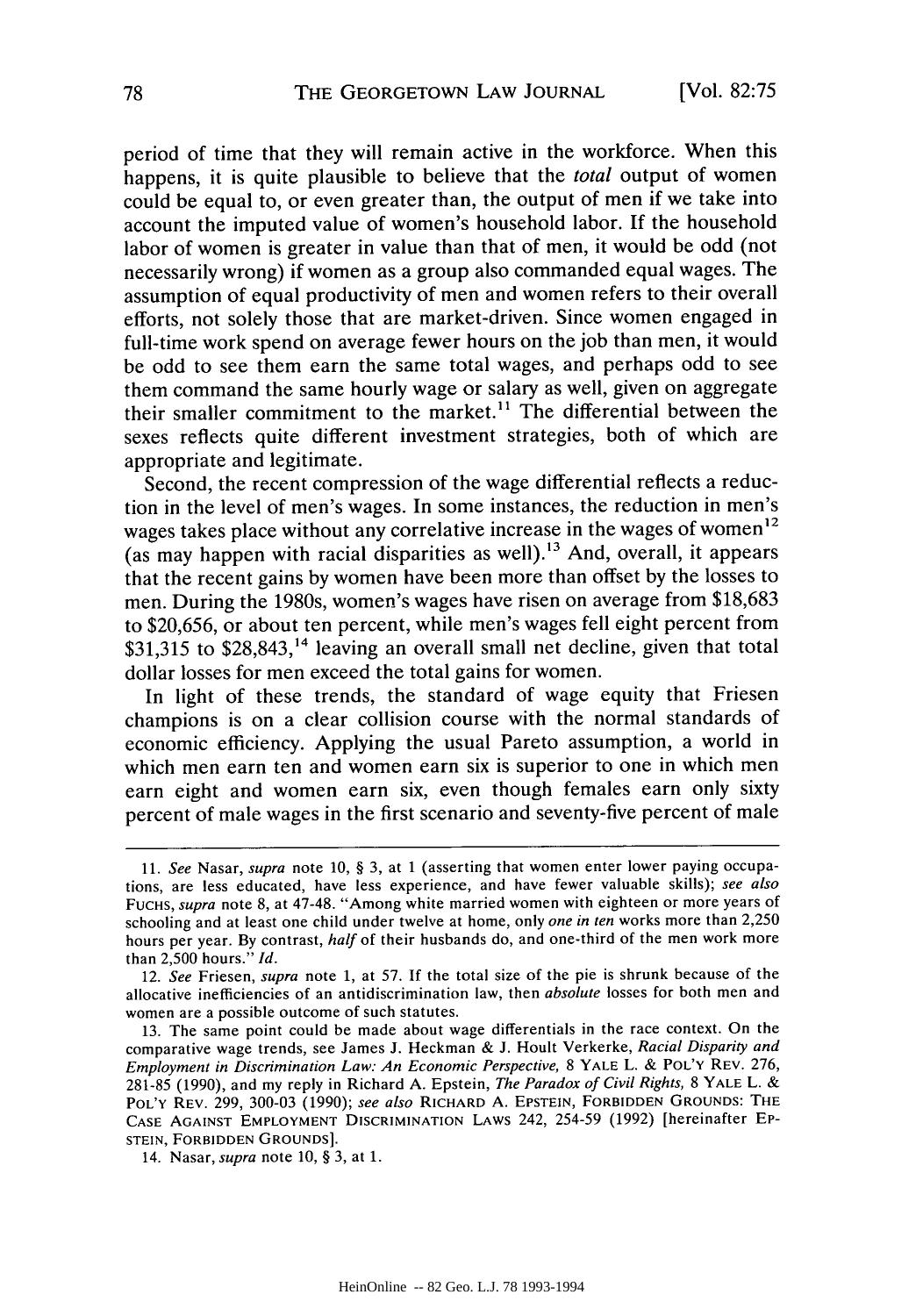period of time that they will remain active in the workforce. When this happens, it is quite plausible to believe that the *total* output of women could be equal to, or even greater than, the output of men if we take into account the imputed value of women's household labor. If the household labor of women is greater in value than that of men, it would be odd (not necessarily wrong) if women as a group also commanded equal wages. The assumption of equal productivity of men and women refers to their overall efforts, not solely those that are market-driven. Since women engaged in full-time work spend on average fewer hours on the job than men, it would be odd to see them earn the same total wages, and perhaps odd to see them command the same hourly wage or salary as well, given on aggregate their smaller commitment to the market.[11] The differential between the sexes reflects quite different investment strategies, both of which are appropriate and legitimate.

Second, the recent compression of the wage differential reflects a reduction in the level of men's wages. In some instances, the reduction in men's wages takes place without any correlative increase in the wages of women[12] (as may happen with racial disparities as well).[13] And, overall, it appears that the recent gains by women have been more than offset by the losses to men. During the 1980s, women's wages have risen on average from $18,683 to $20,656, or about ten percent, while men's wages fell eight percent from $31,315 to $28,843,[14] leaving an overall small net decline, given that total dollar losses for men exceed the total gains for women.

In light of these trends, the standard of wage equity that Friesen champions is on a clear collision course with the normal standards of economic efficiency. Applying the usual Pareto assumption, a world in which men earn ten and women earn six is superior to one in which men earn eight and women earn six, even though females earn only sixty percent of male wages in the first scenario and seventy-five percent of male

---

11. *See* Nasar, *supra* note 10, § 3, at 1 (asserting that women enter lower paying occupations, are less educated, have less experience, and have fewer valuable skills); *see also* FUCHS, *supra* note 8, at 47-48. "Among white married women with eighteen or more years of schooling and at least one child under twelve at home, only *one in ten* works more than 2,250 hours per year. By contrast, *half* of their husbands do, and one-third of the men work more than 2,500 hours." *Id.*

12. *See* Friesen, *supra* note 1, at 57. If the total size of the pie is shrunk because of the allocative inefficiencies of an antidiscrimination law, then *absolute* losses for both men and women are a possible outcome of such statutes.

13. The same point could be made about wage differentials in the race context. On the comparative wage trends, see James J. Heckman & J. Hoult Verkerke, *Racial Disparity and Employment in Discrimination Law: An Economic Perspective*, 8 YALE L. & POL'Y REV. 276, 281-85 (1990), and my reply in Richard A. Epstein, *The Paradox of Civil Rights*, 8 YALE L. & POL'Y REV. 299, 300-03 (1990); *see also* RICHARD A. EPSTEIN, FORBIDDEN GROUNDS: THE CASE AGAINST EMPLOYMENT DISCRIMINATION LAWS 242, 254-59 (1992) [hereinafter EPSTEIN, FORBIDDEN GROUNDS].

14. Nasar, *supra* note 10, § 3, at 1.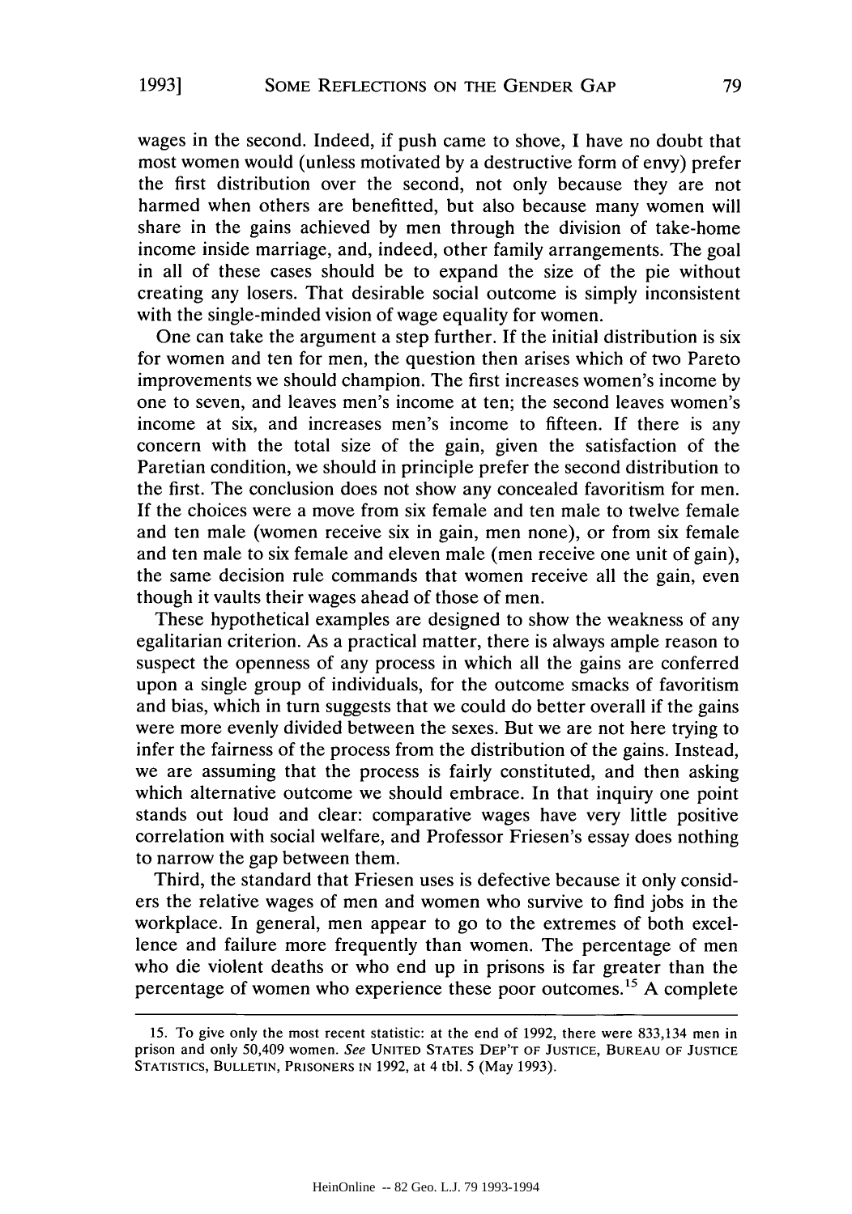wages in the second. Indeed, if push came to shove, I have no doubt that most women would (unless motivated by a destructive form of envy) prefer the first distribution over the second, not only because they are not harmed when others are benefitted, but also because many women will share in the gains achieved by men through the division of take-home income inside marriage, and, indeed, other family arrangements. The goal in all of these cases should be to expand the size of the pie without creating any losers. That desirable social outcome is simply inconsistent with the single-minded vision of wage equality for women.

One can take the argument a step further. If the initial distribution is six for women and ten for men, the question then arises which of two Pareto improvements we should champion. The first increases women's income by one to seven, and leaves men's income at ten; the second leaves women's income at six, and increases men's income to fifteen. If there is any concern with the total size of the gain, given the satisfaction of the Paretian condition, we should in principle prefer the second distribution to the first. The conclusion does not show any concealed favoritism for men. If the choices were a move from six female and ten male to twelve female and ten male (women receive six in gain, men none), or from six female and ten male to six female and eleven male (men receive one unit of gain), the same decision rule commands that women receive all the gain, even though it vaults their wages ahead of those of men.

These hypothetical examples are designed to show the weakness of any egalitarian criterion. As a practical matter, there is always ample reason to suspect the openness of any process in which all the gains are conferred upon a single group of individuals, for the outcome smacks of favoritism and bias, which in turn suggests that we could do better overall if the gains were more evenly divided between the sexes. But we are not here trying to infer the fairness of the process from the distribution of the gains. Instead, we are assuming that the process is fairly constituted, and then asking which alternative outcome we should embrace. In that inquiry one point stands out loud and clear: comparative wages have very little positive correlation with social welfare, and Professor Friesen's essay does nothing to narrow the gap between them.

Third, the standard that Friesen uses is defective because it only considers the relative wages of men and women who survive to find jobs in the workplace. In general, men appear to go to the extremes of both excellence and failure more frequently than women. The percentage of men who die violent deaths or who end up in prisons is far greater than the percentage of women who experience these poor outcomes.[15] A complete

---

15. To give only the most recent statistic: at the end of 1992, there were 833,134 men in prison and only 50,409 women. *See* UNITED STATES DEP'T OF JUSTICE, BUREAU OF JUSTICE STATISTICS, BULLETIN, PRISONERS IN 1992, at 4 tbl. 5 (May 1993).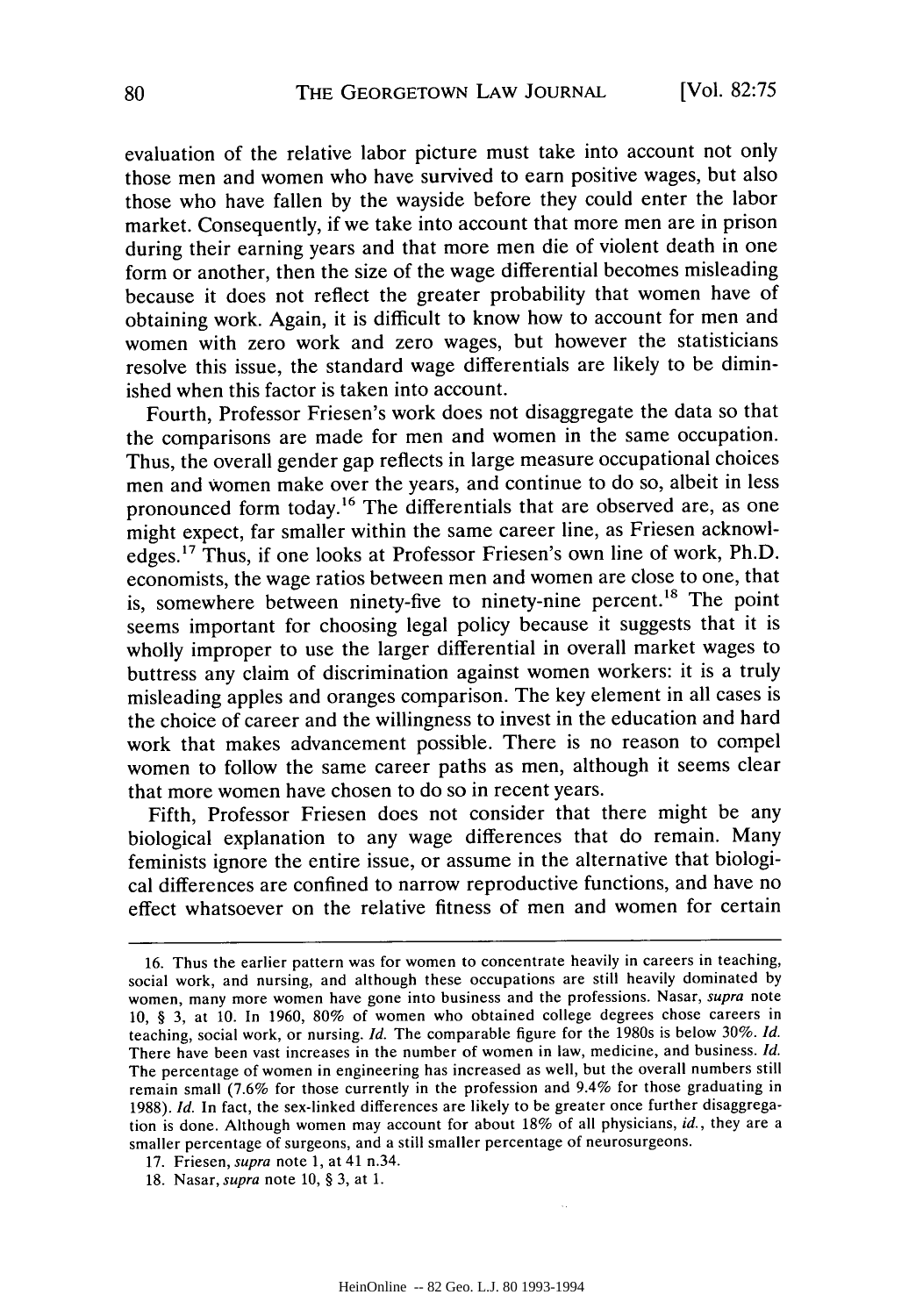evaluation of the relative labor picture must take into account not only those men and women who have survived to earn positive wages, but also those who have fallen by the wayside before they could enter the labor market. Consequently, if we take into account that more men are in prison during their earning years and that more men die of violent death in one form or another, then the size of the wage differential becomes misleading because it does not reflect the greater probability that women have of obtaining work. Again, it is difficult to know how to account for men and women with zero work and zero wages, but however the statisticians resolve this issue, the standard wage differentials are likely to be diminished when this factor is taken into account.

Fourth, Professor Friesen's work does not disaggregate the data so that the comparisons are made for men and women in the same occupation. Thus, the overall gender gap reflects in large measure occupational choices men and women make over the years, and continue to do so, albeit in less pronounced form today.[16] The differentials that are observed are, as one might expect, far smaller within the same career line, as Friesen acknowledges.[17] Thus, if one looks at Professor Friesen's own line of work, Ph.D. economists, the wage ratios between men and women are close to one, that is, somewhere between ninety-five to ninety-nine percent.[18] The point seems important for choosing legal policy because it suggests that it is wholly improper to use the larger differential in overall market wages to buttress any claim of discrimination against women workers: it is a truly misleading apples and oranges comparison. The key element in all cases is the choice of career and the willingness to invest in the education and hard work that makes advancement possible. There is no reason to compel women to follow the same career paths as men, although it seems clear that more women have chosen to do so in recent years.

Fifth, Professor Friesen does not consider that there might be any biological explanation to any wage differences that do remain. Many feminists ignore the entire issue, or assume in the alternative that biological differences are confined to narrow reproductive functions, and have no effect whatsoever on the relative fitness of men and women for certain

---

16. Thus the earlier pattern was for women to concentrate heavily in careers in teaching, social work, and nursing, and although these occupations are still heavily dominated by women, many more women have gone into business and the professions. Nasar, *supra* note 10, § 3, at 10. In 1960, 80% of women who obtained college degrees chose careers in teaching, social work, or nursing. *Id.* The comparable figure for the 1980s is below 30%. *Id.* There have been vast increases in the number of women in law, medicine, and business. *Id.* The percentage of women in engineering has increased as well, but the overall numbers still remain small (7.6% for those currently in the profession and 9.4% for those graduating in 1988). *Id.* In fact, the sex-linked differences are likely to be greater once further disaggregation is done. Although women may account for about 18% of all physicians, *id.*, they are a smaller percentage of surgeons, and a still smaller percentage of neurosurgeons.

17. Friesen, *supra* note 1, at 41 n.34.

18. Nasar, *supra* note 10, § 3, at 1.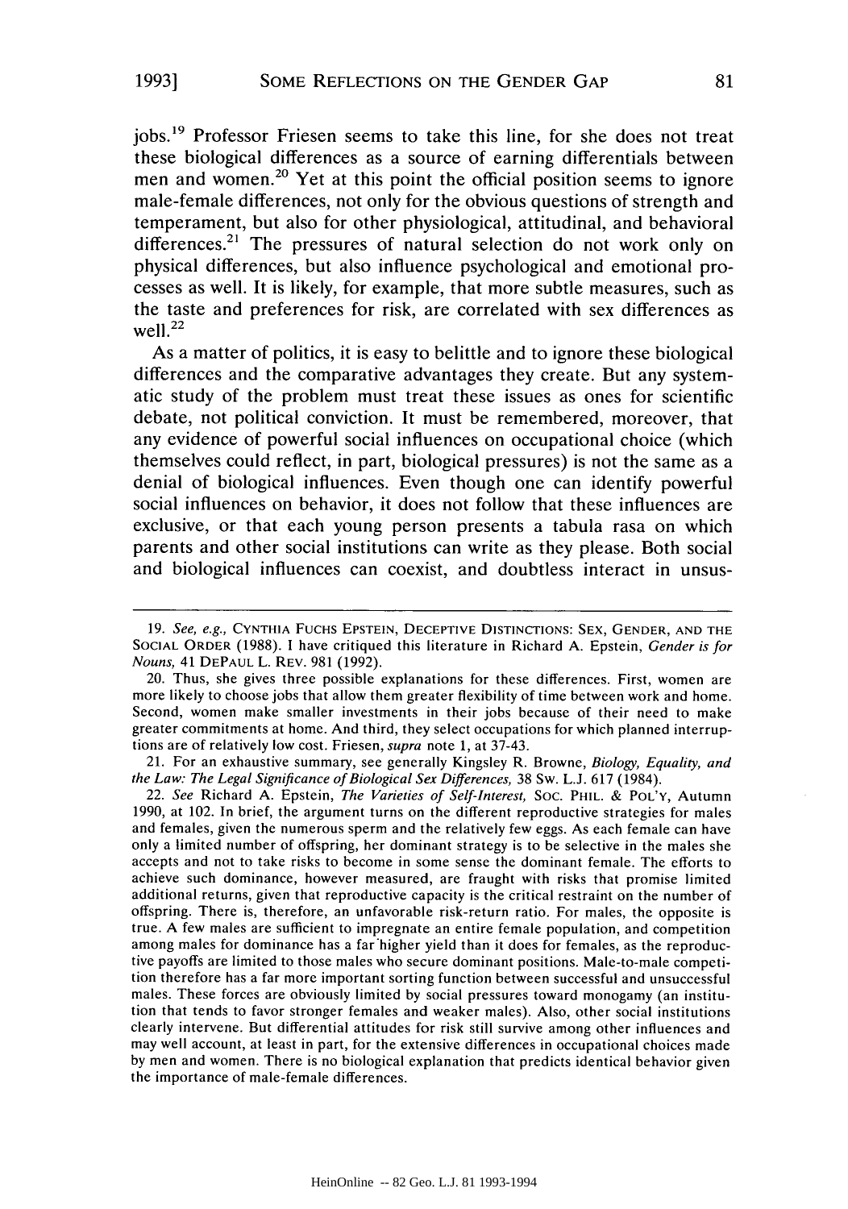jobs.[19] Professor Friesen seems to take this line, for she does not treat these biological differences as a source of earning differentials between men and women.[20] Yet at this point the official position seems to ignore male-female differences, not only for the obvious questions of strength and temperament, but also for other physiological, attitudinal, and behavioral differences.[21] The pressures of natural selection do not work only on physical differences, but also influence psychological and emotional processes as well. It is likely, for example, that more subtle measures, such as the taste and preferences for risk, are correlated with sex differences as well.[22]

As a matter of politics, it is easy to belittle and to ignore these biological differences and the comparative advantages they create. But any systematic study of the problem must treat these issues as ones for scientific debate, not political conviction. It must be remembered, moreover, that any evidence of powerful social influences on occupational choice (which themselves could reflect, in part, biological pressures) is not the same as a denial of biological influences. Even though one can identify powerful social influences on behavior, it does not follow that these influences are exclusive, or that each young person presents a tabula rasa on which parents and other social institutions can write as they please. Both social and biological influences can coexist, and doubtless interact in unsus-

---

19. *See, e.g.*, CYNTHIA FUCHS EPSTEIN, DECEPTIVE DISTINCTIONS: SEX, GENDER, AND THE SOCIAL ORDER (1988). I have critiqued this literature in Richard A. Epstein, *Gender is for Nouns*, 41 DEPAUL L. REV. 981 (1992).

20. Thus, she gives three possible explanations for these differences. First, women are more likely to choose jobs that allow them greater flexibility of time between work and home. Second, women make smaller investments in their jobs because of their need to make greater commitments at home. And third, they select occupations for which planned interruptions are of relatively low cost. Friesen, *supra* note 1, at 37-43.

21. For an exhaustive summary, see generally Kingsley R. Browne, *Biology, Equality, and the Law: The Legal Significance of Biological Sex Differences*, 38 SW. L.J. 617 (1984).

22. *See* Richard A. Epstein, *The Varieties of Self-Interest*, SOC. PHIL. & POL'Y, Autumn 1990, at 102. In brief, the argument turns on the different reproductive strategies for males and females, given the numerous sperm and the relatively few eggs. As each female can have only a limited number of offspring, her dominant strategy is to be selective in the males she accepts and not to take risks to become in some sense the dominant female. The efforts to achieve such dominance, however measured, are fraught with risks that promise limited additional returns, given that reproductive capacity is the critical restraint on the number of offspring. There is, therefore, an unfavorable risk-return ratio. For males, the opposite is true. A few males are sufficient to impregnate an entire female population, and competition among males for dominance has a far higher yield than it does for females, as the reproductive payoffs are limited to those males who secure dominant positions. Male-to-male competition therefore has a far more important sorting function between successful and unsuccessful males. These forces are obviously limited by social pressures toward monogamy (an institution that tends to favor stronger females and weaker males). Also, other social institutions clearly intervene. But differential attitudes for risk still survive among other influences and may well account, at least in part, for the extensive differences in occupational choices made by men and women. There is no biological explanation that predicts identical behavior given the importance of male-female differences.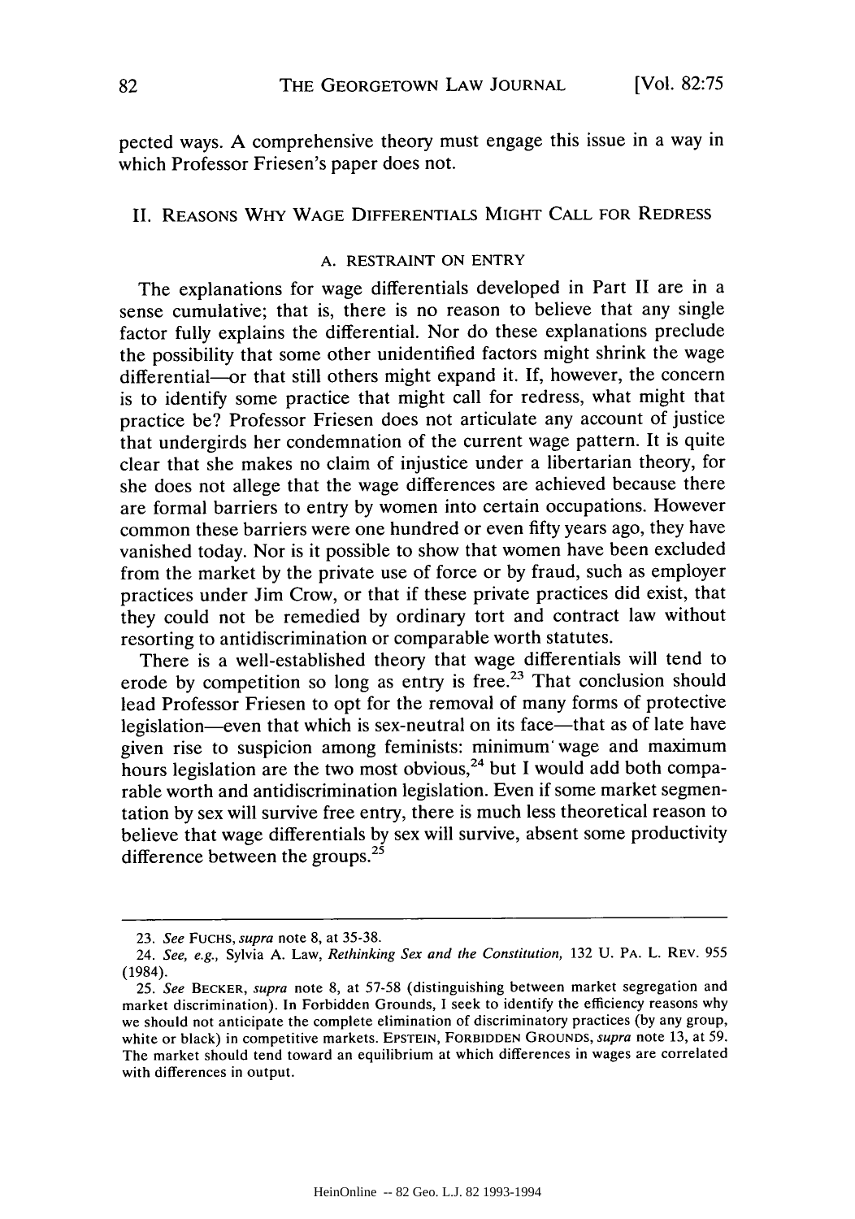pected ways. A comprehensive theory must engage this issue in a way in which Professor Friesen's paper does not.

## II. Reasons Why Wage Differentials Might Call for Redress

### A. Restraint on Entry

The explanations for wage differentials developed in Part II are in a sense cumulative; that is, there is no reason to believe that any single factor fully explains the differential. Nor do these explanations preclude the possibility that some other unidentified factors might shrink the wage differential—or that still others might expand it. If, however, the concern is to identify some practice that might call for redress, what might that practice be? Professor Friesen does not articulate any account of justice that undergirds her condemnation of the current wage pattern. It is quite clear that she makes no claim of injustice under a libertarian theory, for she does not allege that the wage differences are achieved because there are formal barriers to entry by women into certain occupations. However common these barriers were one hundred or even fifty years ago, they have vanished today. Nor is it possible to show that women have been excluded from the market by the private use of force or by fraud, such as employer practices under Jim Crow, or that if these private practices did exist, that they could not be remedied by ordinary tort and contract law without resorting to antidiscrimination or comparable worth statutes.

There is a well-established theory that wage differentials will tend to erode by competition so long as entry is free.[23] That conclusion should lead Professor Friesen to opt for the removal of many forms of protective legislation—even that which is sex-neutral on its face—that as of late have given rise to suspicion among feminists: minimum wage and maximum hours legislation are the two most obvious,[24] but I would add both comparable worth and antidiscrimination legislation. Even if some market segmentation by sex will survive free entry, there is much less theoretical reason to believe that wage differentials by sex will survive, absent some productivity difference between the groups.[25]

---

23. *See* Fuchs, *supra* note 8, at 35-38.

24. *See, e.g.*, Sylvia A. Law, *Rethinking Sex and the Constitution*, 132 U. Pa. L. Rev. 955 (1984).

25. *See* Becker, *supra* note 8, at 57-58 (distinguishing between market segregation and market discrimination). In Forbidden Grounds, I seek to identify the efficiency reasons why we should not anticipate the complete elimination of discriminatory practices (by any group, white or black) in competitive markets. Epstein, Forbidden Grounds, *supra* note 13, at 59. The market should tend toward an equilibrium at which differences in wages are correlated with differences in output.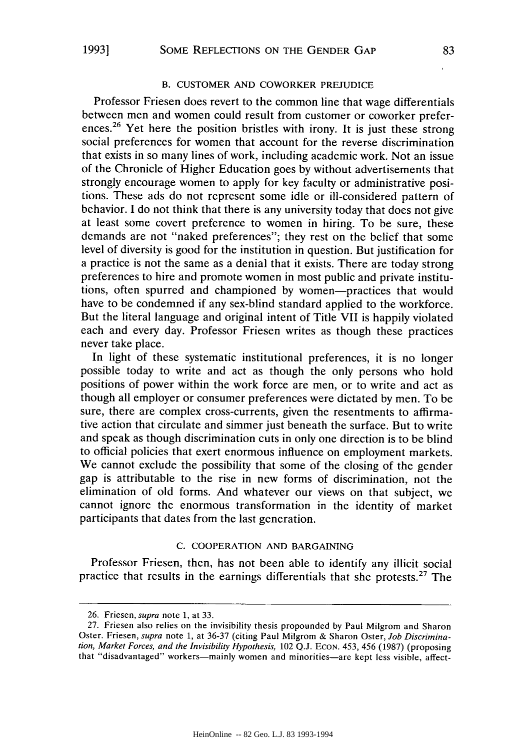### B. CUSTOMER AND COWORKER PREJUDICE

Professor Friesen does revert to the common line that wage differentials between men and women could result from customer or coworker preferences.[26] Yet here the position bristles with irony. It is just these strong social preferences for women that account for the reverse discrimination that exists in so many lines of work, including academic work. Not an issue of the Chronicle of Higher Education goes by without advertisements that strongly encourage women to apply for key faculty or administrative positions. These ads do not represent some idle or ill-considered pattern of behavior. I do not think that there is any university today that does not give at least some covert preference to women in hiring. To be sure, these demands are not "naked preferences"; they rest on the belief that some level of diversity is good for the institution in question. But justification for a practice is not the same as a denial that it exists. There are today strong preferences to hire and promote women in most public and private institutions, often spurred and championed by women—practices that would have to be condemned if any sex-blind standard applied to the workforce. But the literal language and original intent of Title VII is happily violated each and every day. Professor Friesen writes as though these practices never take place.

In light of these systematic institutional preferences, it is no longer possible today to write and act as though the only persons who hold positions of power within the work force are men, or to write and act as though all employer or consumer preferences were dictated by men. To be sure, there are complex cross-currents, given the resentments to affirmative action that circulate and simmer just beneath the surface. But to write and speak as though discrimination cuts in only one direction is to be blind to official policies that exert enormous influence on employment markets. We cannot exclude the possibility that some of the closing of the gender gap is attributable to the rise in new forms of discrimination, not the elimination of old forms. And whatever our views on that subject, we cannot ignore the enormous transformation in the identity of market participants that dates from the last generation.

### C. COOPERATION AND BARGAINING

Professor Friesen, then, has not been able to identify any illicit social practice that results in the earnings differentials that she protests.[27] The

---

26. Friesen, *supra* note 1, at 33.

27. Friesen also relies on the invisibility thesis propounded by Paul Milgrom and Sharon Oster. Friesen, *supra* note 1, at 36-37 (citing Paul Milgrom & Sharon Oster, *Job Discrimination, Market Forces, and the Invisibility Hypothesis,* 102 Q.J. ECON. 453, 456 (1987) (proposing that "disadvantaged" workers—mainly women and minorities—are kept less visible, affect-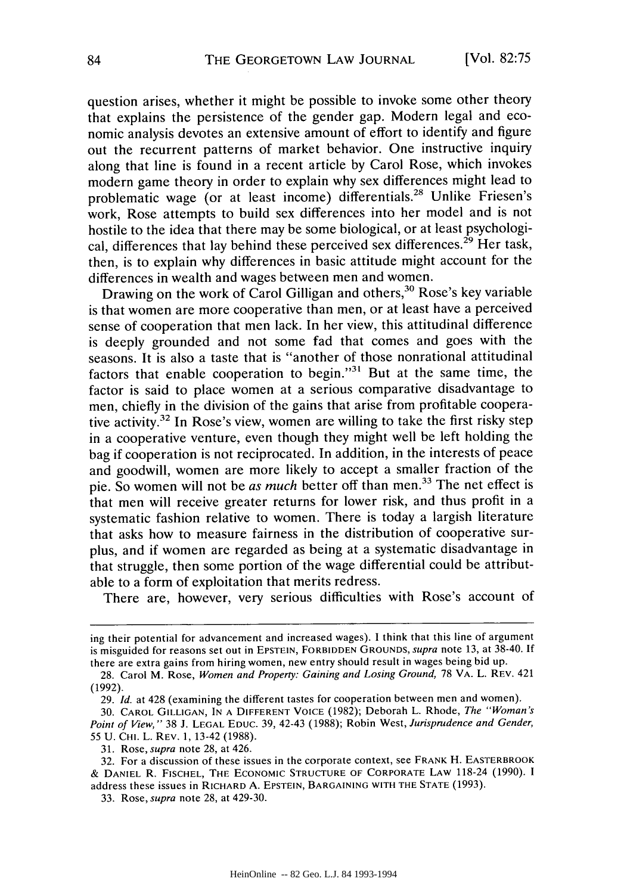question arises, whether it might be possible to invoke some other theory that explains the persistence of the gender gap. Modern legal and economic analysis devotes an extensive amount of effort to identify and figure out the recurrent patterns of market behavior. One instructive inquiry along that line is found in a recent article by Carol Rose, which invokes modern game theory in order to explain why sex differences might lead to problematic wage (or at least income) differentials.[28] Unlike Friesen's work, Rose attempts to build sex differences into her model and is not hostile to the idea that there may be some biological, or at least psychological, differences that lay behind these perceived sex differences.[29] Her task, then, is to explain why differences in basic attitude might account for the differences in wealth and wages between men and women.

Drawing on the work of Carol Gilligan and others,[30] Rose's key variable is that women are more cooperative than men, or at least have a perceived sense of cooperation that men lack. In her view, this attitudinal difference is deeply grounded and not some fad that comes and goes with the seasons. It is also a taste that is "another of those nonrational attitudinal factors that enable cooperation to begin."[31] But at the same time, the factor is said to place women at a serious comparative disadvantage to men, chiefly in the division of the gains that arise from profitable cooperative activity.[32] In Rose's view, women are willing to take the first risky step in a cooperative venture, even though they might well be left holding the bag if cooperation is not reciprocated. In addition, in the interests of peace and goodwill, women are more likely to accept a smaller fraction of the pie. So women will not be *as much* better off than men.[33] The net effect is that men will receive greater returns for lower risk, and thus profit in a systematic fashion relative to women. There is today a largish literature that asks how to measure fairness in the distribution of cooperative surplus, and if women are regarded as being at a systematic disadvantage in that struggle, then some portion of the wage differential could be attributable to a form of exploitation that merits redress.

There are, however, very serious difficulties with Rose's account of

---

ing their potential for advancement and increased wages). I think that this line of argument is misguided for reasons set out in EPSTEIN, FORBIDDEN GROUNDS, *supra* note 13, at 38-40. If there are extra gains from hiring women, new entry should result in wages being bid up.

28. Carol M. Rose, *Women and Property: Gaining and Losing Ground*, 78 VA. L. REV. 421 (1992).

29. *Id.* at 428 (examining the different tastes for cooperation between men and women).

30. CAROL GILLIGAN, IN A DIFFERENT VOICE (1982); Deborah L. Rhode, *The "Woman's Point of View,"* 38 J. LEGAL EDUC. 39, 42-43 (1988); Robin West, *Jurisprudence and Gender*, 55 U. CHI. L. REV. 1, 13-42 (1988).

31. Rose, *supra* note 28, at 426.

32. For a discussion of these issues in the corporate context, see FRANK H. EASTERBROOK & DANIEL R. FISCHEL, THE ECONOMIC STRUCTURE OF CORPORATE LAW 118-24 (1990). I address these issues in RICHARD A. EPSTEIN, BARGAINING WITH THE STATE (1993).

33. Rose, *supra* note 28, at 429-30.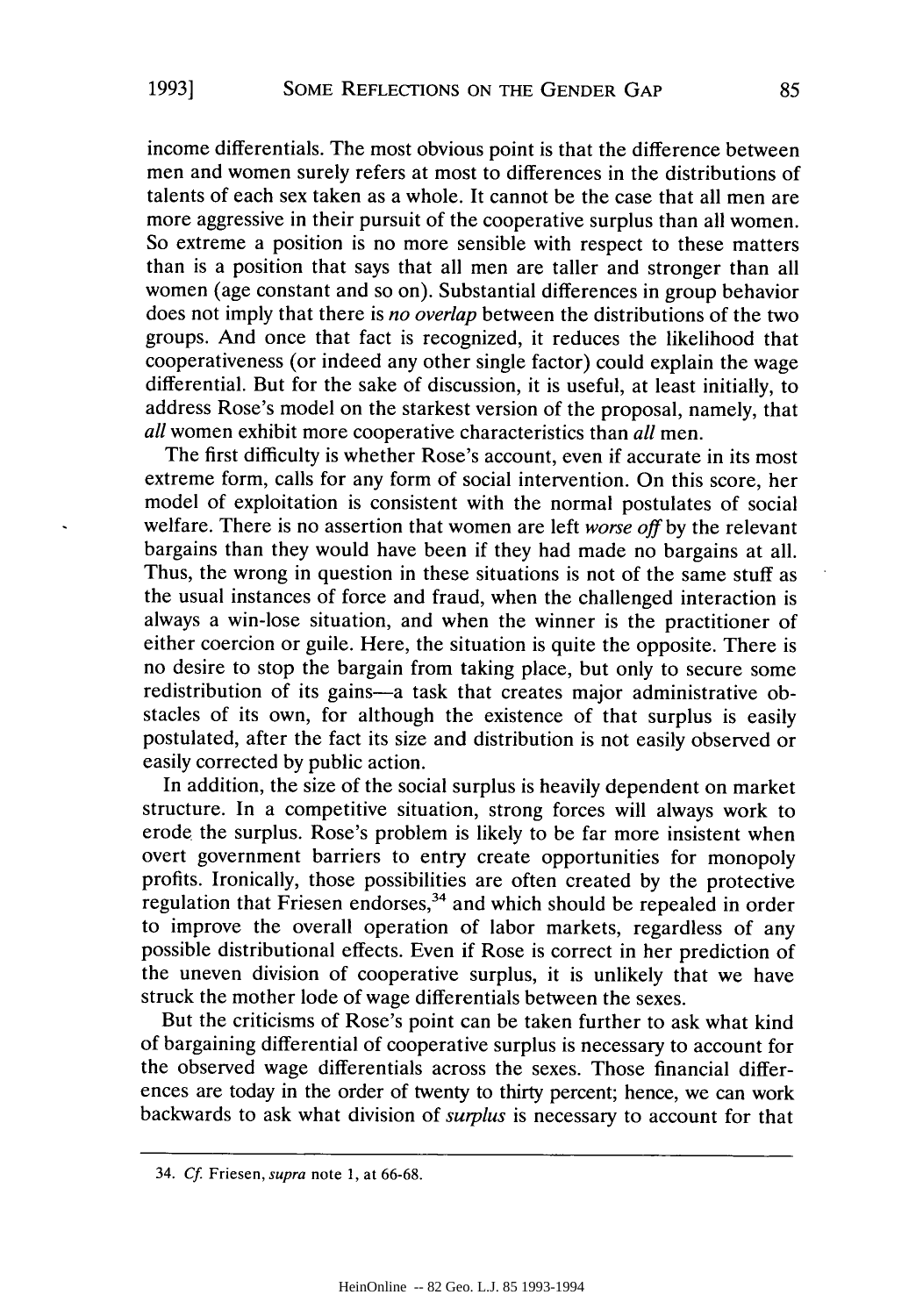income differentials. The most obvious point is that the difference between men and women surely refers at most to differences in the distributions of talents of each sex taken as a whole. It cannot be the case that all men are more aggressive in their pursuit of the cooperative surplus than all women. So extreme a position is no more sensible with respect to these matters than is a position that says that all men are taller and stronger than all women (age constant and so on). Substantial differences in group behavior does not imply that there is *no overlap* between the distributions of the two groups. And once that fact is recognized, it reduces the likelihood that cooperativeness (or indeed any other single factor) could explain the wage differential. But for the sake of discussion, it is useful, at least initially, to address Rose's model on the starkest version of the proposal, namely, that *all* women exhibit more cooperative characteristics than *all* men.

The first difficulty is whether Rose's account, even if accurate in its most extreme form, calls for any form of social intervention. On this score, her model of exploitation is consistent with the normal postulates of social welfare. There is no assertion that women are left *worse off* by the relevant bargains than they would have been if they had made no bargains at all. Thus, the wrong in question in these situations is not of the same stuff as the usual instances of force and fraud, when the challenged interaction is always a win-lose situation, and when the winner is the practitioner of either coercion or guile. Here, the situation is quite the opposite. There is no desire to stop the bargain from taking place, but only to secure some redistribution of its gains—a task that creates major administrative obstacles of its own, for although the existence of that surplus is easily postulated, after the fact its size and distribution is not easily observed or easily corrected by public action.

In addition, the size of the social surplus is heavily dependent on market structure. In a competitive situation, strong forces will always work to erode the surplus. Rose's problem is likely to be far more insistent when overt government barriers to entry create opportunities for monopoly profits. Ironically, those possibilities are often created by the protective regulation that Friesen endorses,[34] and which should be repealed in order to improve the overall operation of labor markets, regardless of any possible distributional effects. Even if Rose is correct in her prediction of the uneven division of cooperative surplus, it is unlikely that we have struck the mother lode of wage differentials between the sexes.

But the criticisms of Rose's point can be taken further to ask what kind of bargaining differential of cooperative surplus is necessary to account for the observed wage differentials across the sexes. Those financial differences are today in the order of twenty to thirty percent; hence, we can work backwards to ask what division of *surplus* is necessary to account for that

---

34. *Cf.* Friesen, *supra* note 1, at 66-68.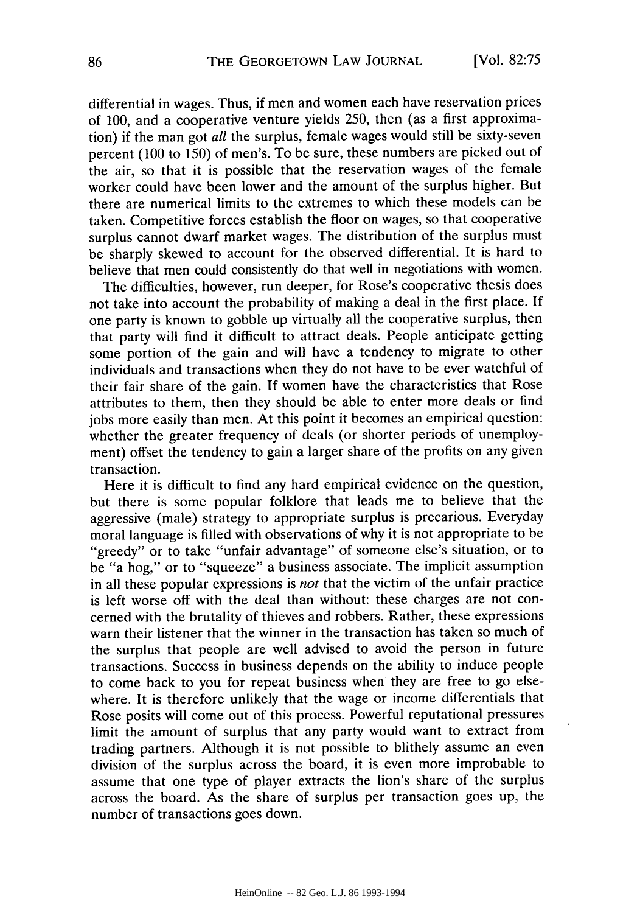differential in wages. Thus, if men and women each have reservation prices of 100, and a cooperative venture yields 250, then (as a first approximation) if the man got *all* the surplus, female wages would still be sixty-seven percent (100 to 150) of men's. To be sure, these numbers are picked out of the air, so that it is possible that the reservation wages of the female worker could have been lower and the amount of the surplus higher. But there are numerical limits to the extremes to which these models can be taken. Competitive forces establish the floor on wages, so that cooperative surplus cannot dwarf market wages. The distribution of the surplus must be sharply skewed to account for the observed differential. It is hard to believe that men could consistently do that well in negotiations with women.

The difficulties, however, run deeper, for Rose's cooperative thesis does not take into account the probability of making a deal in the first place. If one party is known to gobble up virtually all the cooperative surplus, then that party will find it difficult to attract deals. People anticipate getting some portion of the gain and will have a tendency to migrate to other individuals and transactions when they do not have to be ever watchful of their fair share of the gain. If women have the characteristics that Rose attributes to them, then they should be able to enter more deals or find jobs more easily than men. At this point it becomes an empirical question: whether the greater frequency of deals (or shorter periods of unemployment) offset the tendency to gain a larger share of the profits on any given transaction.

Here it is difficult to find any hard empirical evidence on the question, but there is some popular folklore that leads me to believe that the aggressive (male) strategy to appropriate surplus is precarious. Everyday moral language is filled with observations of why it is not appropriate to be "greedy" or to take "unfair advantage" of someone else's situation, or to be "a hog," or to "squeeze" a business associate. The implicit assumption in all these popular expressions is *not* that the victim of the unfair practice is left worse off with the deal than without: these charges are not concerned with the brutality of thieves and robbers. Rather, these expressions warn their listener that the winner in the transaction has taken so much of the surplus that people are well advised to avoid the person in future transactions. Success in business depends on the ability to induce people to come back to you for repeat business when they are free to go elsewhere. It is therefore unlikely that the wage or income differentials that Rose posits will come out of this process. Powerful reputational pressures limit the amount of surplus that any party would want to extract from trading partners. Although it is not possible to blithely assume an even division of the surplus across the board, it is even more improbable to assume that one type of player extracts the lion's share of the surplus across the board. As the share of surplus per transaction goes up, the number of transactions goes down.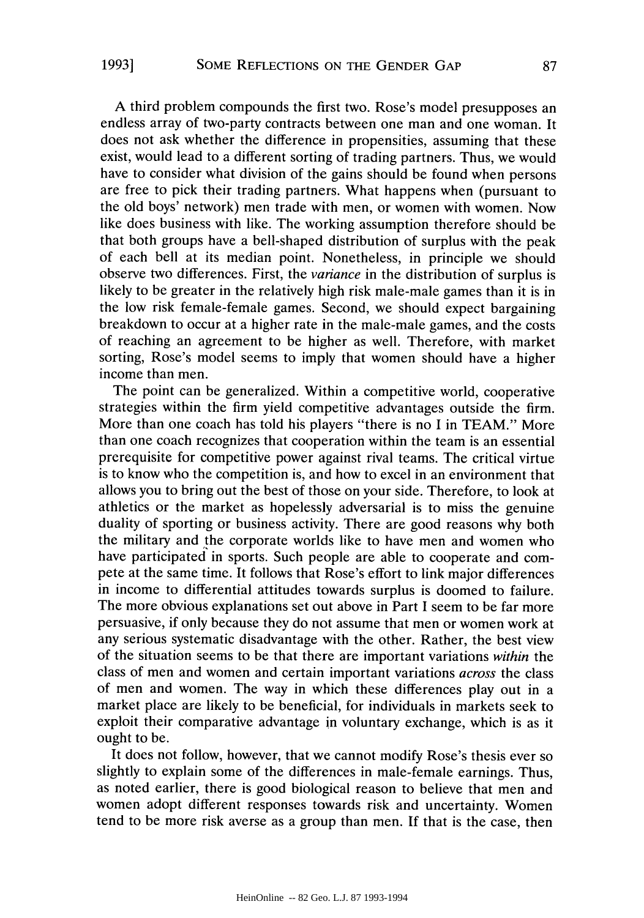A third problem compounds the first two. Rose's model presupposes an endless array of two-party contracts between one man and one woman. It does not ask whether the difference in propensities, assuming that these exist, would lead to a different sorting of trading partners. Thus, we would have to consider what division of the gains should be found when persons are free to pick their trading partners. What happens when (pursuant to the old boys' network) men trade with men, or women with women. Now like does business with like. The working assumption therefore should be that both groups have a bell-shaped distribution of surplus with the peak of each bell at its median point. Nonetheless, in principle we should observe two differences. First, the *variance* in the distribution of surplus is likely to be greater in the relatively high risk male-male games than it is in the low risk female-female games. Second, we should expect bargaining breakdown to occur at a higher rate in the male-male games, and the costs of reaching an agreement to be higher as well. Therefore, with market sorting, Rose's model seems to imply that women should have a higher income than men.

The point can be generalized. Within a competitive world, cooperative strategies within the firm yield competitive advantages outside the firm. More than one coach has told his players "there is no I in TEAM." More than one coach recognizes that cooperation within the team is an essential prerequisite for competitive power against rival teams. The critical virtue is to know who the competition is, and how to excel in an environment that allows you to bring out the best of those on your side. Therefore, to look at athletics or the market as hopelessly adversarial is to miss the genuine duality of sporting or business activity. There are good reasons why both the military and the corporate worlds like to have men and women who have participated in sports. Such people are able to cooperate and compete at the same time. It follows that Rose's effort to link major differences in income to differential attitudes towards surplus is doomed to failure. The more obvious explanations set out above in Part I seem to be far more persuasive, if only because they do not assume that men or women work at any serious systematic disadvantage with the other. Rather, the best view of the situation seems to be that there are important variations *within* the class of men and women and certain important variations *across* the class of men and women. The way in which these differences play out in a market place are likely to be beneficial, for individuals in markets seek to exploit their comparative advantage in voluntary exchange, which is as it ought to be.

It does not follow, however, that we cannot modify Rose's thesis ever so slightly to explain some of the differences in male-female earnings. Thus, as noted earlier, there is good biological reason to believe that men and women adopt different responses towards risk and uncertainty. Women tend to be more risk averse as a group than men. If that is the case, then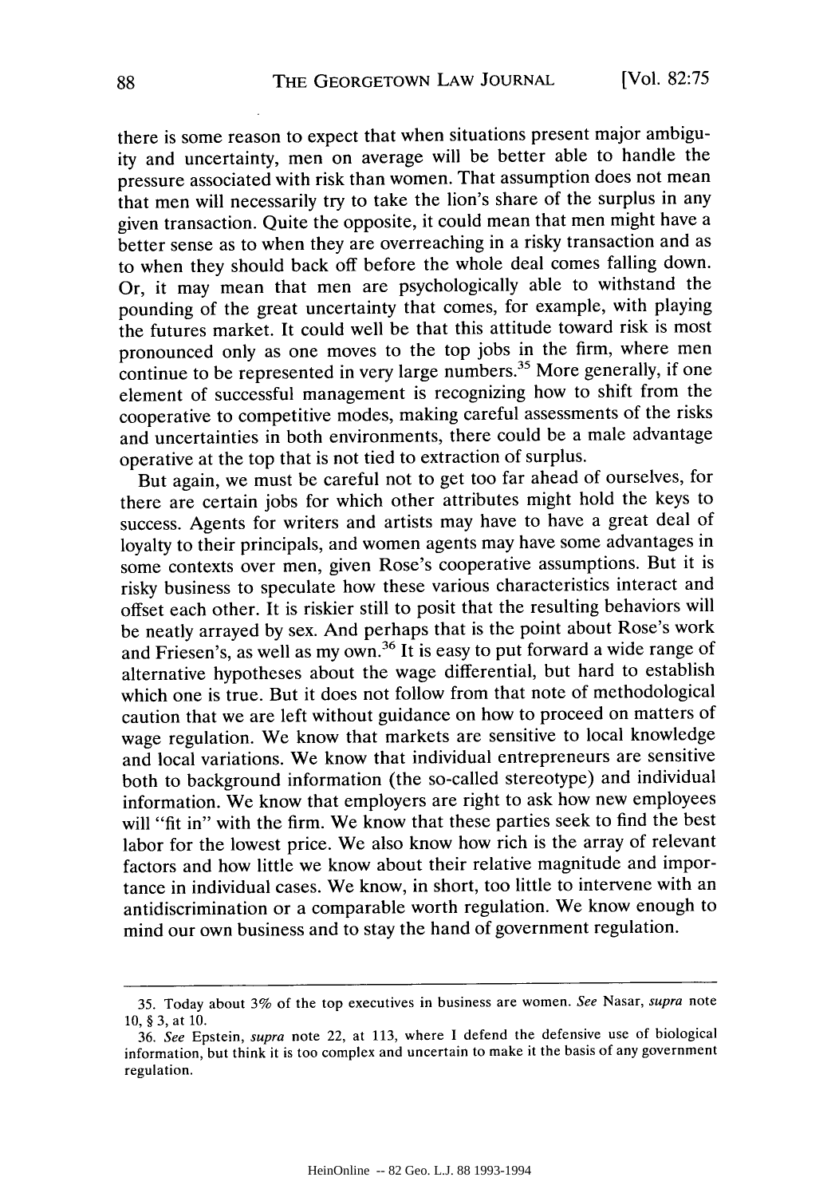there is some reason to expect that when situations present major ambiguity and uncertainty, men on average will be better able to handle the pressure associated with risk than women. That assumption does not mean that men will necessarily try to take the lion's share of the surplus in any given transaction. Quite the opposite, it could mean that men might have a better sense as to when they are overreaching in a risky transaction and as to when they should back off before the whole deal comes falling down. Or, it may mean that men are psychologically able to withstand the pounding of the great uncertainty that comes, for example, with playing the futures market. It could well be that this attitude toward risk is most pronounced only as one moves to the top jobs in the firm, where men continue to be represented in very large numbers.[35] More generally, if one element of successful management is recognizing how to shift from the cooperative to competitive modes, making careful assessments of the risks and uncertainties in both environments, there could be a male advantage operative at the top that is not tied to extraction of surplus.

But again, we must be careful not to get too far ahead of ourselves, for there are certain jobs for which other attributes might hold the keys to success. Agents for writers and artists may have to have a great deal of loyalty to their principals, and women agents may have some advantages in some contexts over men, given Rose's cooperative assumptions. But it is risky business to speculate how these various characteristics interact and offset each other. It is riskier still to posit that the resulting behaviors will be neatly arrayed by sex. And perhaps that is the point about Rose's work and Friesen's, as well as my own.[36] It is easy to put forward a wide range of alternative hypotheses about the wage differential, but hard to establish which one is true. But it does not follow from that note of methodological caution that we are left without guidance on how to proceed on matters of wage regulation. We know that markets are sensitive to local knowledge and local variations. We know that individual entrepreneurs are sensitive both to background information (the so-called stereotype) and individual information. We know that employers are right to ask how new employees will "fit in" with the firm. We know that these parties seek to find the best labor for the lowest price. We also know how rich is the array of relevant factors and how little we know about their relative magnitude and importance in individual cases. We know, in short, too little to intervene with an antidiscrimination or a comparable worth regulation. We know enough to mind our own business and to stay the hand of government regulation.

---

35. Today about 3% of the top executives in business are women. *See* Nasar, *supra* note 10, § 3, at 10.

36. *See* Epstein, *supra* note 22, at 113, where I defend the defensive use of biological information, but think it is too complex and uncertain to make it the basis of any government regulation.